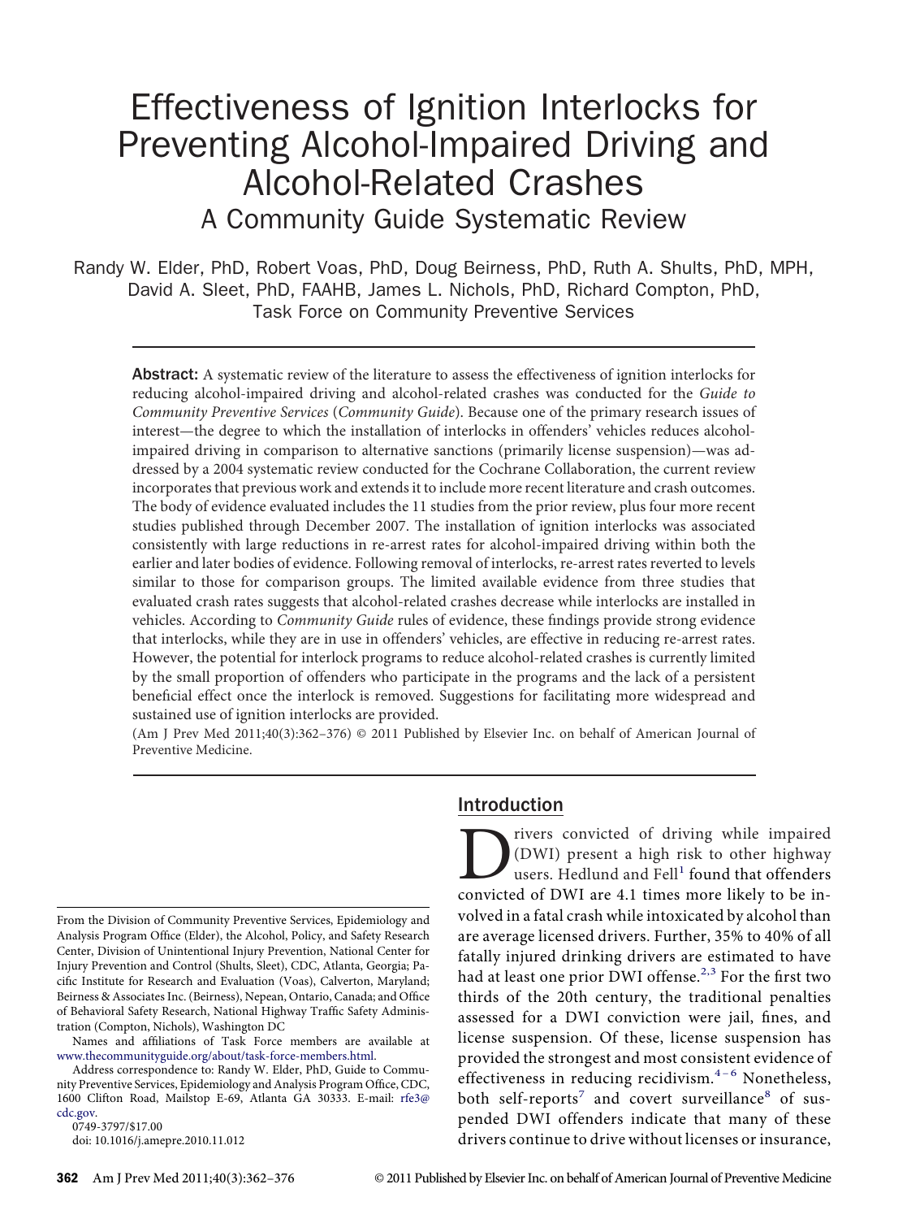# Effectiveness of Ignition Interlocks for Preventing Alcohol-Impaired Driving and Alcohol-Related Crashes

## A Community Guide Systematic Review

Randy W. Elder, PhD, Robert Voas, PhD, Doug Beirness, PhD, Ruth A. Shults, PhD, MPH, David A. Sleet, PhD, FAAHB, James L. Nichols, PhD, Richard Compton, PhD, Task Force on Community Preventive Services

**Abstract:** A systematic review of the literature to assess the effectiveness of ignition interlocks for reducing alcohol-impaired driving and alcohol-related crashes was conducted for the *Guide to Community Preventive Services* (*Community Guide*). Because one of the primary research issues of interest—the degree to which the installation of interlocks in offenders' vehicles reduces alcohol-impaired driving in comparison to alternative sanctions (primarily license suspension)—was addressed by a 2004 systematic review conducted for the Cochrane Collaboration, the current review incorporates that previous work and extends it to include more recent literature and crash outcomes. The body of evidence evaluated includes the 11 studies from the prior review, plus four more recent studies published through December 2007. The installation of ignition interlocks was associated consistently with large reductions in re-arrest rates for alcohol-impaired driving within both the earlier and later bodies of evidence. Following removal of interlocks, re-arrest rates reverted to levels similar to those for comparison groups. The limited available evidence from three studies that evaluated crash rates suggests that alcohol-related crashes decrease while interlocks are installed in vehicles. According to *Community Guide* rules of evidence, these findings provide strong evidence that interlocks, while they are in use in offenders' vehicles, are effective in reducing re-arrest rates. However, the potential for interlock programs to reduce alcohol-related crashes is currently limited by the small proportion of offenders who participate in the programs and the lack of a persistent beneficial effect once the interlock is removed. Suggestions for facilitating more widespread and sustained use of ignition interlocks are provided.

(Am J Prev Med 2011;40(3):362–376) © 2011 Published by Elsevier Inc. on behalf of American Journal of Preventive Medicine.

## Introduction

Drivers convicted of driving while impaired (DWI) present a high risk to other highway users. Hedlund and Fell[1] found that offenders convicted of DWI are 4.1 times more likely to be involved in a fatal crash while intoxicated by alcohol than are average licensed drivers. Further, 35% to 40% of all fatally injured drinking drivers are estimated to have had at least one prior DWI offense.[2,3] For the first two thirds of the 20th century, the traditional penalties assessed for a DWI conviction were jail, fines, and license suspension. Of these, license suspension has provided the strongest and most consistent evidence of effectiveness in reducing recidivism.[4–6] Nonetheless, both self-reports[7] and covert surveillance[8] of suspended DWI offenders indicate that many of these drivers continue to drive without licenses or insurance,

From the Division of Community Preventive Services, Epidemiology and Analysis Program Office (Elder), the Alcohol, Policy, and Safety Research Center, Division of Unintentional Injury Prevention, National Center for Injury Prevention and Control (Shults, Sleet), CDC, Atlanta, Georgia; Pacific Institute for Research and Evaluation (Voas), Calverton, Maryland; Beirness & Associates Inc. (Beirness), Nepean, Ontario, Canada; and Office of Behavioral Safety Research, National Highway Traffic Safety Administration (Compton, Nichols), Washington DC

Names and affiliations of Task Force members are available at www.thecommunityguide.org/about/task-force-members.html.

Address correspondence to: Randy W. Elder, PhD, Guide to Community Preventive Services, Epidemiology and Analysis Program Office, CDC, 1600 Clifton Road, Mailstop E-69, Atlanta GA 30333. E-mail: rfe3@cdc.gov.

0749-3797/$17.00

doi: 10.1016/j.amepre.2010.11.012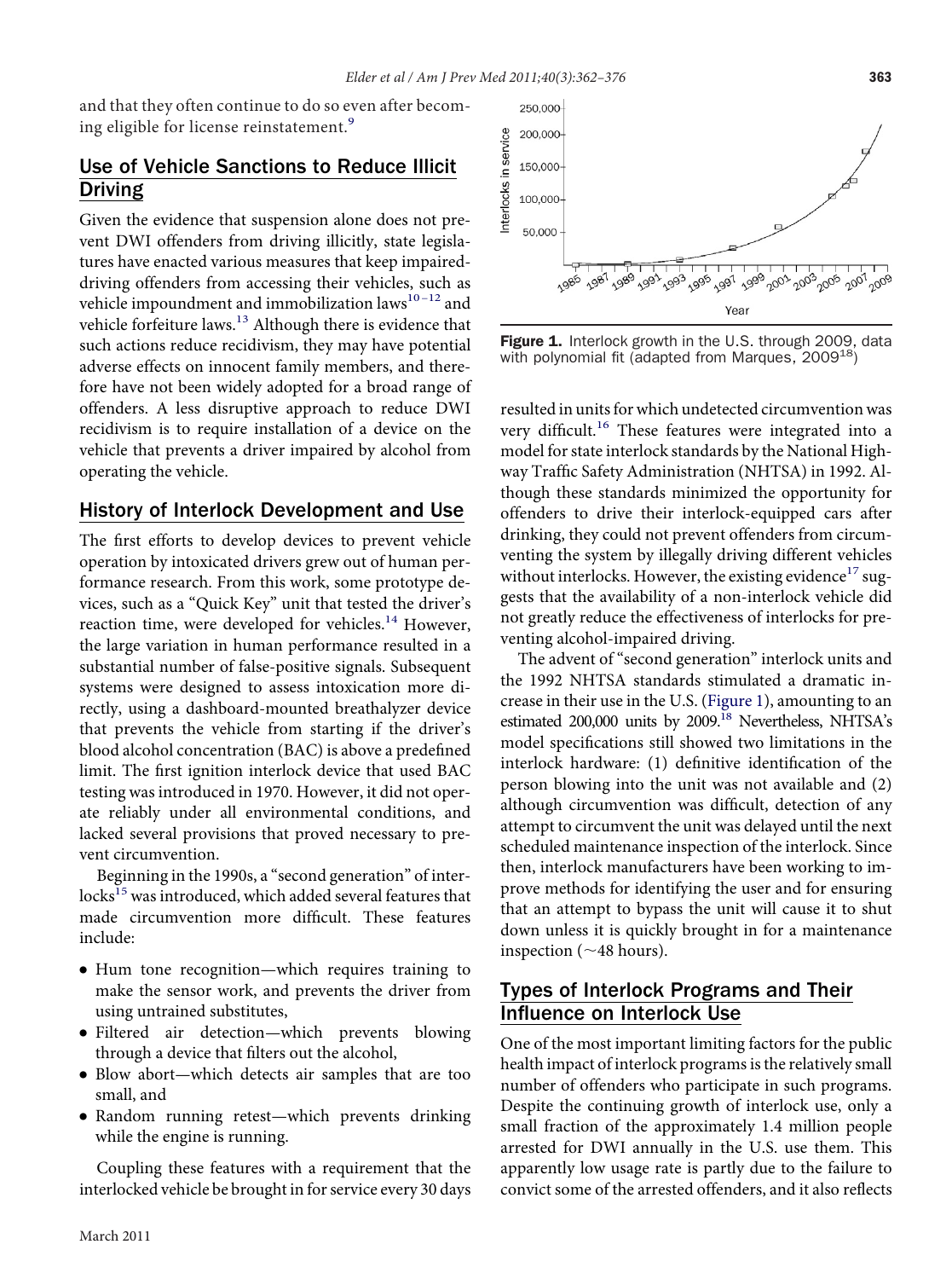and that they often continue to do so even after becoming eligible for license reinstatement.[9]

## Use of Vehicle Sanctions to Reduce Illicit Driving

Given the evidence that suspension alone does not prevent DWI offenders from driving illicitly, state legislatures have enacted various measures that keep impaired-driving offenders from accessing their vehicles, such as vehicle impoundment and immobilization laws[10–12] and vehicle forfeiture laws.[13] Although there is evidence that such actions reduce recidivism, they may have potential adverse effects on innocent family members, and therefore have not been widely adopted for a broad range of offenders. A less disruptive approach to reduce DWI recidivism is to require installation of a device on the vehicle that prevents a driver impaired by alcohol from operating the vehicle.

## History of Interlock Development and Use

The first efforts to develop devices to prevent vehicle operation by intoxicated drivers grew out of human performance research. From this work, some prototype devices, such as a "Quick Key" unit that tested the driver's reaction time, were developed for vehicles.[14] However, the large variation in human performance resulted in a substantial number of false-positive signals. Subsequent systems were designed to assess intoxication more directly, using a dashboard-mounted breathalyzer device that prevents the vehicle from starting if the driver's blood alcohol concentration (BAC) is above a predefined limit. The first ignition interlock device that used BAC testing was introduced in 1970. However, it did not operate reliably under all environmental conditions, and lacked several provisions that proved necessary to prevent circumvention.

Beginning in the 1990s, a "second generation" of interlocks[15] was introduced, which added several features that made circumvention more difficult. These features include:

- Hum tone recognition—which requires training to make the sensor work, and prevents the driver from using untrained substitutes,
- Filtered air detection—which prevents blowing through a device that filters out the alcohol,
- Blow abort—which detects air samples that are too small, and
- Random running retest—which prevents drinking while the engine is running.

Coupling these features with a requirement that the interlocked vehicle be brought in for service every 30 days resulted in units for which undetected circumvention was very difficult.[16] These features were integrated into a model for state interlock standards by the National Highway Traffic Safety Administration (NHTSA) in 1992. Although these standards minimized the opportunity for offenders to drive their interlock-equipped cars after drinking, they could not prevent offenders from circumventing the system by illegally driving different vehicles without interlocks. However, the existing evidence[17] suggests that the availability of a non-interlock vehicle did not greatly reduce the effectiveness of interlocks for preventing alcohol-impaired driving.

250,000
200,000
150,000
100,000
50,000
Interlocks in service
1985 1987 1989 1991 1993 1995 1997 1999 2001 2003 2005 2007 2009
Year

**Figure 1.** Interlock growth in the U.S. through 2009, data with polynomial fit (adapted from Marques, 2009[18])

The advent of "second generation" interlock units and the 1992 NHTSA standards stimulated a dramatic increase in their use in the U.S. (Figure 1), amounting to an estimated 200,000 units by 2009.[18] Nevertheless, NHTSA's model specifications still showed two limitations in the interlock hardware: (1) definitive identification of the person blowing into the unit was not available and (2) although circumvention was difficult, detection of any attempt to circumvent the unit was delayed until the next scheduled maintenance inspection of the interlock. Since then, interlock manufacturers have been working to improve methods for identifying the user and for ensuring that an attempt to bypass the unit will cause it to shut down unless it is quickly brought in for a maintenance inspection (~48 hours).

## Types of Interlock Programs and Their Influence on Interlock Use

One of the most important limiting factors for the public health impact of interlock programs is the relatively small number of offenders who participate in such programs. Despite the continuing growth of interlock use, only a small fraction of the approximately 1.4 million people arrested for DWI annually in the U.S. use them. This apparently low usage rate is partly due to the failure to convict some of the arrested offenders, and it also reflects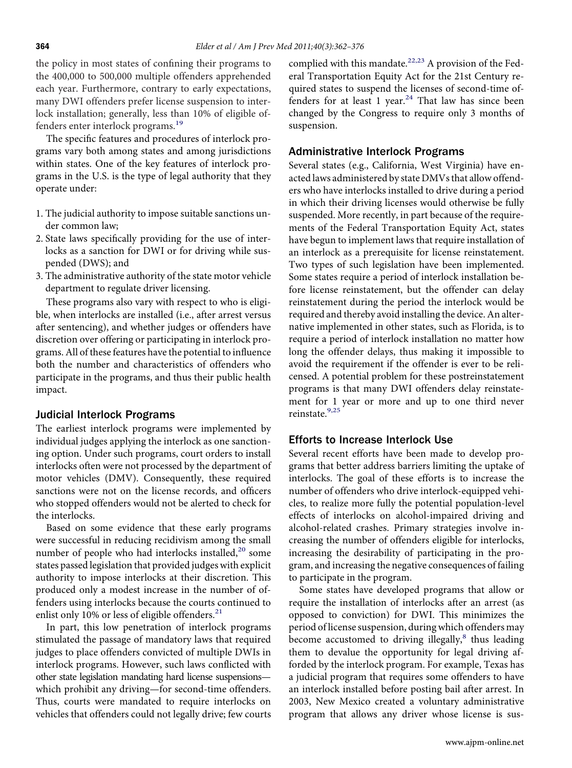the policy in most states of confining their programs to the 400,000 to 500,000 multiple offenders apprehended each year. Furthermore, contrary to early expectations, many DWI offenders prefer license suspension to interlock installation; generally, less than 10% of eligible offenders enter interlock programs.[19]

The specific features and procedures of interlock programs vary both among states and among jurisdictions within states. One of the key features of interlock programs in the U.S. is the type of legal authority that they operate under:

1. The judicial authority to impose suitable sanctions under common law;
2. State laws specifically providing for the use of interlocks as a sanction for DWI or for driving while suspended (DWS); and
3. The administrative authority of the state motor vehicle department to regulate driver licensing.

These programs also vary with respect to who is eligible, when interlocks are installed (i.e., after arrest versus after sentencing), and whether judges or offenders have discretion over offering or participating in interlock programs. All of these features have the potential to influence both the number and characteristics of offenders who participate in the programs, and thus their public health impact.

## Judicial Interlock Programs

The earliest interlock programs were implemented by individual judges applying the interlock as one sanctioning option. Under such programs, court orders to install interlocks often were not processed by the department of motor vehicles (DMV). Consequently, these required sanctions were not on the license records, and officers who stopped offenders would not be alerted to check for the interlocks.

Based on some evidence that these early programs were successful in reducing recidivism among the small number of people who had interlocks installed,[20] some states passed legislation that provided judges with explicit authority to impose interlocks at their discretion. This produced only a modest increase in the number of offenders using interlocks because the courts continued to enlist only 10% or less of eligible offenders.[21]

In part, this low penetration of interlock programs stimulated the passage of mandatory laws that required judges to place offenders convicted of multiple DWIs in interlock programs. However, such laws conflicted with other state legislation mandating hard license suspensions—which prohibit any driving—for second-time offenders. Thus, courts were mandated to require interlocks on vehicles that offenders could not legally drive; few courts complied with this mandate.[22,23] A provision of the Federal Transportation Equity Act for the 21st Century required states to suspend the licenses of second-time offenders for at least 1 year.[24] That law has since been changed by the Congress to require only 3 months of suspension.

## Administrative Interlock Programs

Several states (e.g., California, West Virginia) have enacted laws administered by state DMVs that allow offenders who have interlocks installed to drive during a period in which their driving licenses would otherwise be fully suspended. More recently, in part because of the requirements of the Federal Transportation Equity Act, states have begun to implement laws that require installation of an interlock as a prerequisite for license reinstatement. Two types of such legislation have been implemented. Some states require a period of interlock installation before license reinstatement, but the offender can delay reinstatement during the period the interlock would be required and thereby avoid installing the device. An alternative implemented in other states, such as Florida, is to require a period of interlock installation no matter how long the offender delays, thus making it impossible to avoid the requirement if the offender is ever to be relicensed. A potential problem for these postreinstatement programs is that many DWI offenders delay reinstatement for 1 year or more and up to one third never reinstate.[9,25]

## Efforts to Increase Interlock Use

Several recent efforts have been made to develop programs that better address barriers limiting the uptake of interlocks. The goal of these efforts is to increase the number of offenders who drive interlock-equipped vehicles, to realize more fully the potential population-level effects of interlocks on alcohol-impaired driving and alcohol-related crashes. Primary strategies involve increasing the number of offenders eligible for interlocks, increasing the desirability of participating in the program, and increasing the negative consequences of failing to participate in the program.

Some states have developed programs that allow or require the installation of interlocks after an arrest (as opposed to conviction) for DWI. This minimizes the period of license suspension, during which offenders may become accustomed to driving illegally,[8] thus leading them to devalue the opportunity for legal driving afforded by the interlock program. For example, Texas has a judicial program that requires some offenders to have an interlock installed before posting bail after arrest. In 2003, New Mexico created a voluntary administrative program that allows any driver whose license is sus-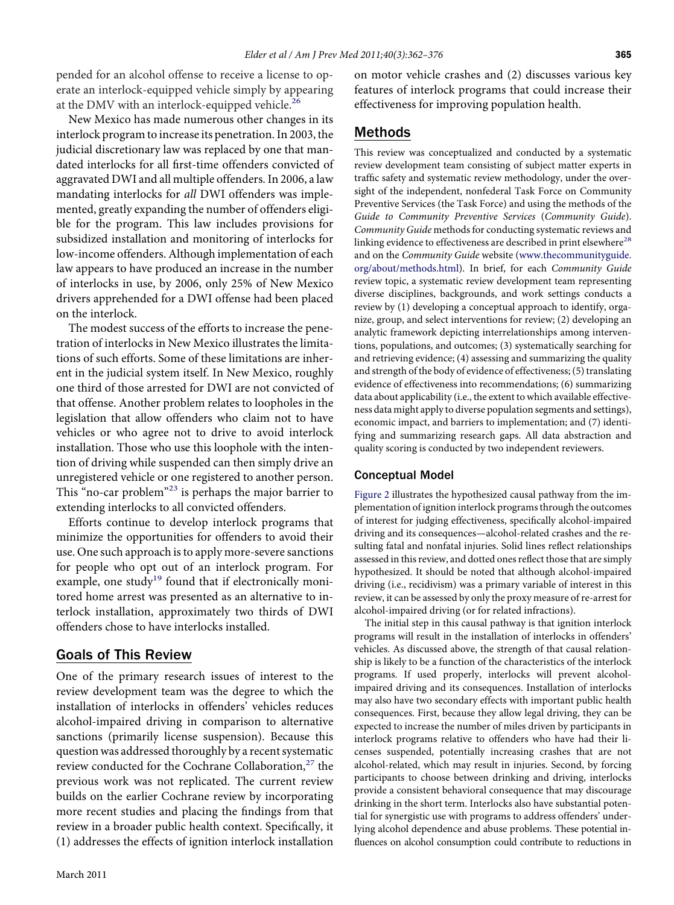pended for an alcohol offense to receive a license to operate an interlock-equipped vehicle simply by appearing at the DMV with an interlock-equipped vehicle.[26]

New Mexico has made numerous other changes in its interlock program to increase its penetration. In 2003, the judicial discretionary law was replaced by one that mandated interlocks for all first-time offenders convicted of aggravated DWI and all multiple offenders. In 2006, a law mandating interlocks for *all* DWI offenders was implemented, greatly expanding the number of offenders eligible for the program. This law includes provisions for subsidized installation and monitoring of interlocks for low-income offenders. Although implementation of each law appears to have produced an increase in the number of interlocks in use, by 2006, only 25% of New Mexico drivers apprehended for a DWI offense had been placed on the interlock.

The modest success of the efforts to increase the penetration of interlocks in New Mexico illustrates the limitations of such efforts. Some of these limitations are inherent in the judicial system itself. In New Mexico, roughly one third of those arrested for DWI are not convicted of that offense. Another problem relates to loopholes in the legislation that allow offenders who claim not to have vehicles or who agree not to drive to avoid interlock installation. Those who use this loophole with the intention of driving while suspended can then simply drive an unregistered vehicle or one registered to another person. This "no-car problem"[23] is perhaps the major barrier to extending interlocks to all convicted offenders.

Efforts continue to develop interlock programs that minimize the opportunities for offenders to avoid their use. One such approach is to apply more-severe sanctions for people who opt out of an interlock program. For example, one study[19] found that if electronically monitored home arrest was presented as an alternative to interlock installation, approximately two thirds of DWI offenders chose to have interlocks installed.

## Goals of This Review

One of the primary research issues of interest to the review development team was the degree to which the installation of interlocks in offenders' vehicles reduces alcohol-impaired driving in comparison to alternative sanctions (primarily license suspension). Because this question was addressed thoroughly by a recent systematic review conducted for the Cochrane Collaboration,[27] the previous work was not replicated. The current review builds on the earlier Cochrane review by incorporating more recent studies and placing the findings from that review in a broader public health context. Specifically, it (1) addresses the effects of ignition interlock installation on motor vehicle crashes and (2) discusses various key features of interlock programs that could increase their effectiveness for improving population health.

## Methods

This review was conceptualized and conducted by a systematic review development team consisting of subject matter experts in traffic safety and systematic review methodology, under the oversight of the independent, nonfederal Task Force on Community Preventive Services (the Task Force) and using the methods of the *Guide to Community Preventive Services* (*Community Guide*). *Community Guide* methods for conducting systematic reviews and linking evidence to effectiveness are described in print elsewhere[28] and on the *Community Guide* website (www.thecommunityguide.org/about/methods.html). In brief, for each *Community Guide* review topic, a systematic review development team representing diverse disciplines, backgrounds, and work settings conducts a review by (1) developing a conceptual approach to identify, organize, group, and select interventions for review; (2) developing an analytic framework depicting interrelationships among interventions, populations, and outcomes; (3) systematically searching for and retrieving evidence; (4) assessing and summarizing the quality and strength of the body of evidence of effectiveness; (5) translating evidence of effectiveness into recommendations; (6) summarizing data about applicability (i.e., the extent to which available effectiveness data might apply to diverse population segments and settings), economic impact, and barriers to implementation; and (7) identifying and summarizing research gaps. All data abstraction and quality scoring is conducted by two independent reviewers.

### Conceptual Model

Figure 2 illustrates the hypothesized causal pathway from the implementation of ignition interlock programs through the outcomes of interest for judging effectiveness, specifically alcohol-impaired driving and its consequences—alcohol-related crashes and the resulting fatal and nonfatal injuries. Solid lines reflect relationships assessed in this review, and dotted ones reflect those that are simply hypothesized. It should be noted that although alcohol-impaired driving (i.e., recidivism) was a primary variable of interest in this review, it can be assessed by only the proxy measure of re-arrest for alcohol-impaired driving (or for related infractions).

The initial step in this causal pathway is that ignition interlock programs will result in the installation of interlocks in offenders' vehicles. As discussed above, the strength of that causal relationship is likely to be a function of the characteristics of the interlock programs. If used properly, interlocks will prevent alcohol-impaired driving and its consequences. Installation of interlocks may also have two secondary effects with important public health consequences. First, because they allow legal driving, they can be expected to increase the number of miles driven by participants in interlock programs relative to offenders who have had their licenses suspended, potentially increasing crashes that are not alcohol-related, which may result in injuries. Second, by forcing participants to choose between drinking and driving, interlocks provide a consistent behavioral consequence that may discourage drinking in the short term. Interlocks also have substantial potential for synergistic use with programs to address offenders' underlying alcohol dependence and abuse problems. These potential influences on alcohol consumption could contribute to reductions in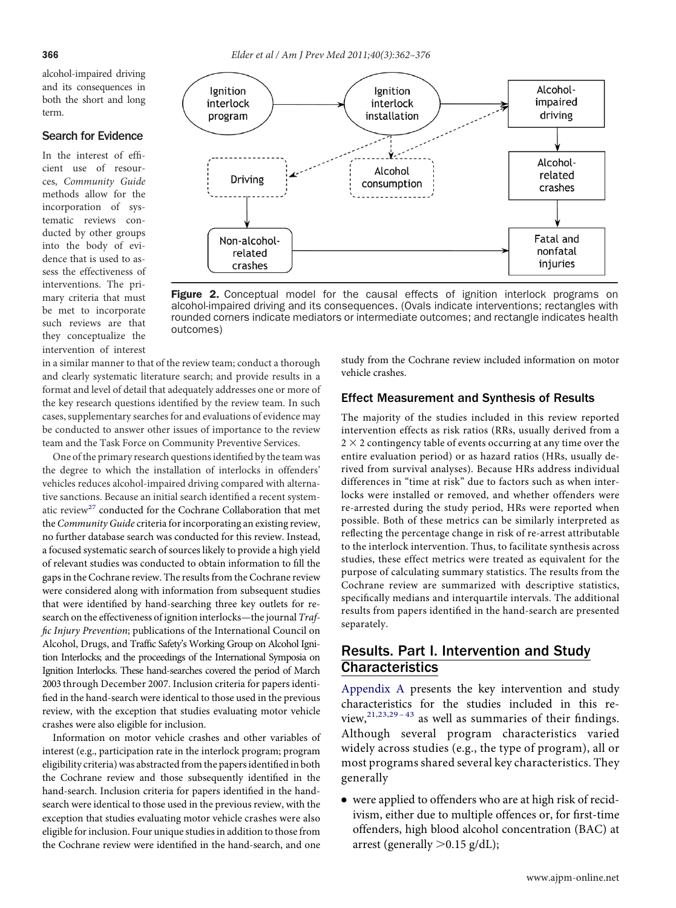alcohol-impaired driving and its consequences in both the short and long term.

Ignition interlock program

Ignition interlock installation

Alcohol-impaired driving

Driving

Alcohol consumption

Alcohol-related crashes

Non-alcohol-related crashes

Fatal and nonfatal injuries

**Figure 2.** Conceptual model for the causal effects of ignition interlock programs on alcohol-impaired driving and its consequences. (Ovals indicate interventions; rectangles with rounded corners indicate mediators or intermediate outcomes; and rectangle indicates health outcomes)

## Search for Evidence

In the interest of efficient use of resources, *Community Guide* methods allow for the incorporation of systematic reviews conducted by other groups into the body of evidence that is used to assess the effectiveness of interventions. The primary criteria that must be met to incorporate such reviews are that they conceptualize the intervention of interest in a similar manner to that of the review team; conduct a thorough and clearly systematic literature search; and provide results in a format and level of detail that adequately addresses one or more of the key research questions identified by the review team. In such cases, supplementary searches for and evaluations of evidence may be conducted to answer other issues of importance to the review team and the Task Force on Community Preventive Services.

One of the primary research questions identified by the team was the degree to which the installation of interlocks in offenders' vehicles reduces alcohol-impaired driving compared with alternative sanctions. Because an initial search identified a recent systematic review[27] conducted for the Cochrane Collaboration that met the *Community Guide* criteria for incorporating an existing review, no further database search was conducted for this review. Instead, a focused systematic search of sources likely to provide a high yield of relevant studies was conducted to obtain information to fill the gaps in the Cochrane review. The results from the Cochrane review were considered along with information from subsequent studies that were identified by hand-searching three key outlets for research on the effectiveness of ignition interlocks—the journal *Traffic Injury Prevention*; publications of the International Council on Alcohol, Drugs, and Traffic Safety's Working Group on Alcohol Ignition Interlocks; and the proceedings of the International Symposia on Ignition Interlocks. These hand-searches covered the period of March 2003 through December 2007. Inclusion criteria for papers identified in the hand-search were identical to those used in the previous review, with the exception that studies evaluating motor vehicle crashes were also eligible for inclusion.

Information on motor vehicle crashes and other variables of interest (e.g., participation rate in the interlock program; program eligibility criteria) was abstracted from the papers identified in both the Cochrane review and those subsequently identified in the hand-search. Inclusion criteria for papers identified in the hand-search were identical to those used in the previous review, with the exception that studies evaluating motor vehicle crashes were also eligible for inclusion. Four unique studies in addition to those from the Cochrane review were identified in the hand-search, and one study from the Cochrane review included information on motor vehicle crashes.

## Effect Measurement and Synthesis of Results

The majority of the studies included in this review reported intervention effects as risk ratios (RRs, usually derived from a $2 \times 2$ contingency table of events occurring at any time over the entire evaluation period) or as hazard ratios (HRs, usually derived from survival analyses). Because HRs address individual differences in "time at risk" due to factors such as when interlocks were installed or removed, and whether offenders were re-arrested during the study period, HRs were reported when possible. Both of these metrics can be similarly interpreted as reflecting the percentage change in risk of re-arrest attributable to the interlock intervention. Thus, to facilitate synthesis across studies, these effect metrics were treated as equivalent for the purpose of calculating summary statistics. The results from the Cochrane review are summarized with descriptive statistics, specifically medians and interquartile intervals. The additional results from papers identified in the hand-search are presented separately.

# Results. Part I. Intervention and Study Characteristics

Appendix A presents the key intervention and study characteristics for the studies included in this review,[21,23,29–43] as well as summaries of their findings. Although several program characteristics varied widely across studies (e.g., the type of program), all or most programs shared several key characteristics. They generally

- were applied to offenders who are at high risk of recidivism, either due to multiple offences or, for first-time offenders, high blood alcohol concentration (BAC) at arrest (generally >0.15 g/dL);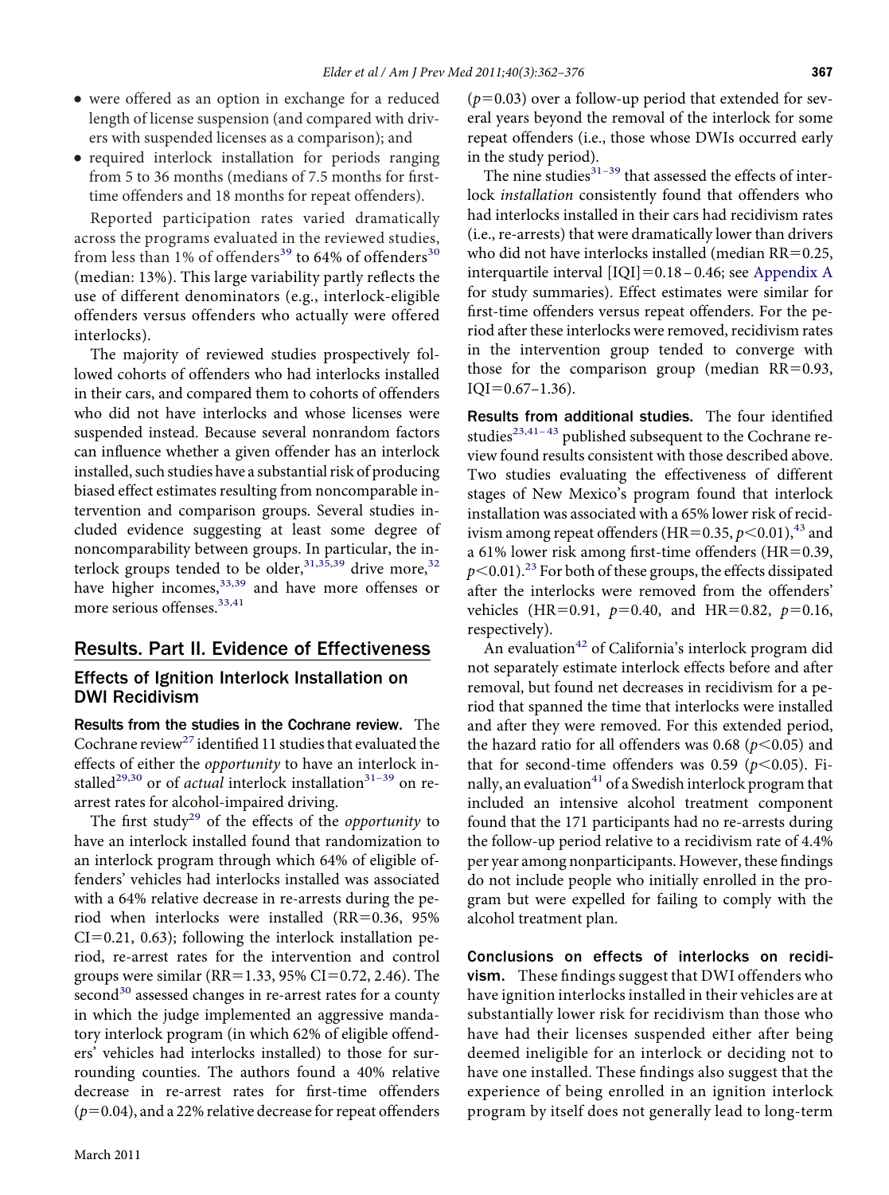- were offered as an option in exchange for a reduced length of license suspension (and compared with drivers with suspended licenses as a comparison); and
- required interlock installation for periods ranging from 5 to 36 months (medians of 7.5 months for first-time offenders and 18 months for repeat offenders).

Reported participation rates varied dramatically across the programs evaluated in the reviewed studies, from less than 1% of offenders[39] to 64% of offenders[30] (median: 13%). This large variability partly reflects the use of different denominators (e.g., interlock-eligible offenders versus offenders who actually were offered interlocks).

The majority of reviewed studies prospectively followed cohorts of offenders who had interlocks installed in their cars, and compared them to cohorts of offenders who did not have interlocks and whose licenses were suspended instead. Because several nonrandom factors can influence whether a given offender has an interlock installed, such studies have a substantial risk of producing biased effect estimates resulting from noncomparable intervention and comparison groups. Several studies included evidence suggesting at least some degree of noncomparability between groups. In particular, the interlock groups tended to be older,[31,35,39] drive more,[32] have higher incomes,[33,39] and have more offenses or more serious offenses.[33,41]

## Results. Part II. Evidence of Effectiveness

### Effects of Ignition Interlock Installation on DWI Recidivism

**Results from the studies in the Cochrane review.** The Cochrane review[27] identified 11 studies that evaluated the effects of either the *opportunity* to have an interlock installed[29,30] or of *actual* interlock installation[31–39] on re-arrest rates for alcohol-impaired driving.

The first study[29] of the effects of the *opportunity* to have an interlock installed found that randomization to an interlock program through which 64% of eligible offenders' vehicles had interlocks installed was associated with a 64% relative decrease in re-arrests during the period when interlocks were installed (RR=0.36, 95% CI=0.21, 0.63); following the interlock installation period, re-arrest rates for the intervention and control groups were similar (RR=1.33, 95% CI=0.72, 2.46). The second[30] assessed changes in re-arrest rates for a county in which the judge implemented an aggressive mandatory interlock program (in which 62% of eligible offenders' vehicles had interlocks installed) to those for surrounding counties. The authors found a 40% relative decrease in re-arrest rates for first-time offenders ($p=0.04$), and a 22% relative decrease for repeat offenders ($p=0.03$) over a follow-up period that extended for several years beyond the removal of the interlock for some repeat offenders (i.e., those whose DWIs occurred early in the study period).

The nine studies[31–39] that assessed the effects of interlock *installation* consistently found that offenders who had interlocks installed in their cars had recidivism rates (i.e., re-arrests) that were dramatically lower than drivers who did not have interlocks installed (median RR=0.25, interquartile interval [IQI]=0.18–0.46; see Appendix A for study summaries). Effect estimates were similar for first-time offenders versus repeat offenders. For the period after these interlocks were removed, recidivism rates in the intervention group tended to converge with those for the comparison group (median RR=0.93, IQI=0.67–1.36).

**Results from additional studies.** The four identified studies[23,41–43] published subsequent to the Cochrane review found results consistent with those described above. Two studies evaluating the effectiveness of different stages of New Mexico's program found that interlock installation was associated with a 65% lower risk of recidivism among repeat offenders (HR=0.35, $p<0.01$),[43] and a 61% lower risk among first-time offenders (HR=0.39, $p<0.01$).[23] For both of these groups, the effects dissipated after the interlocks were removed from the offenders' vehicles (HR=0.91, $p=0.40$, and HR=0.82, $p=0.16$, respectively).

An evaluation[42] of California's interlock program did not separately estimate interlock effects before and after removal, but found net decreases in recidivism for a period that spanned the time that interlocks were installed and after they were removed. For this extended period, the hazard ratio for all offenders was 0.68 ($p<0.05$) and that for second-time offenders was 0.59 ($p<0.05$). Finally, an evaluation[41] of a Swedish interlock program that included an intensive alcohol treatment component found that the 171 participants had no re-arrests during the follow-up period relative to a recidivism rate of 4.4% per year among nonparticipants. However, these findings do not include people who initially enrolled in the program but were expelled for failing to comply with the alcohol treatment plan.

**Conclusions on effects of interlocks on recidivism.** These findings suggest that DWI offenders who have ignition interlocks installed in their vehicles are at substantially lower risk for recidivism than those who have had their licenses suspended either after being deemed ineligible for an interlock or deciding not to have one installed. These findings also suggest that the experience of being enrolled in an ignition interlock program by itself does not generally lead to long-term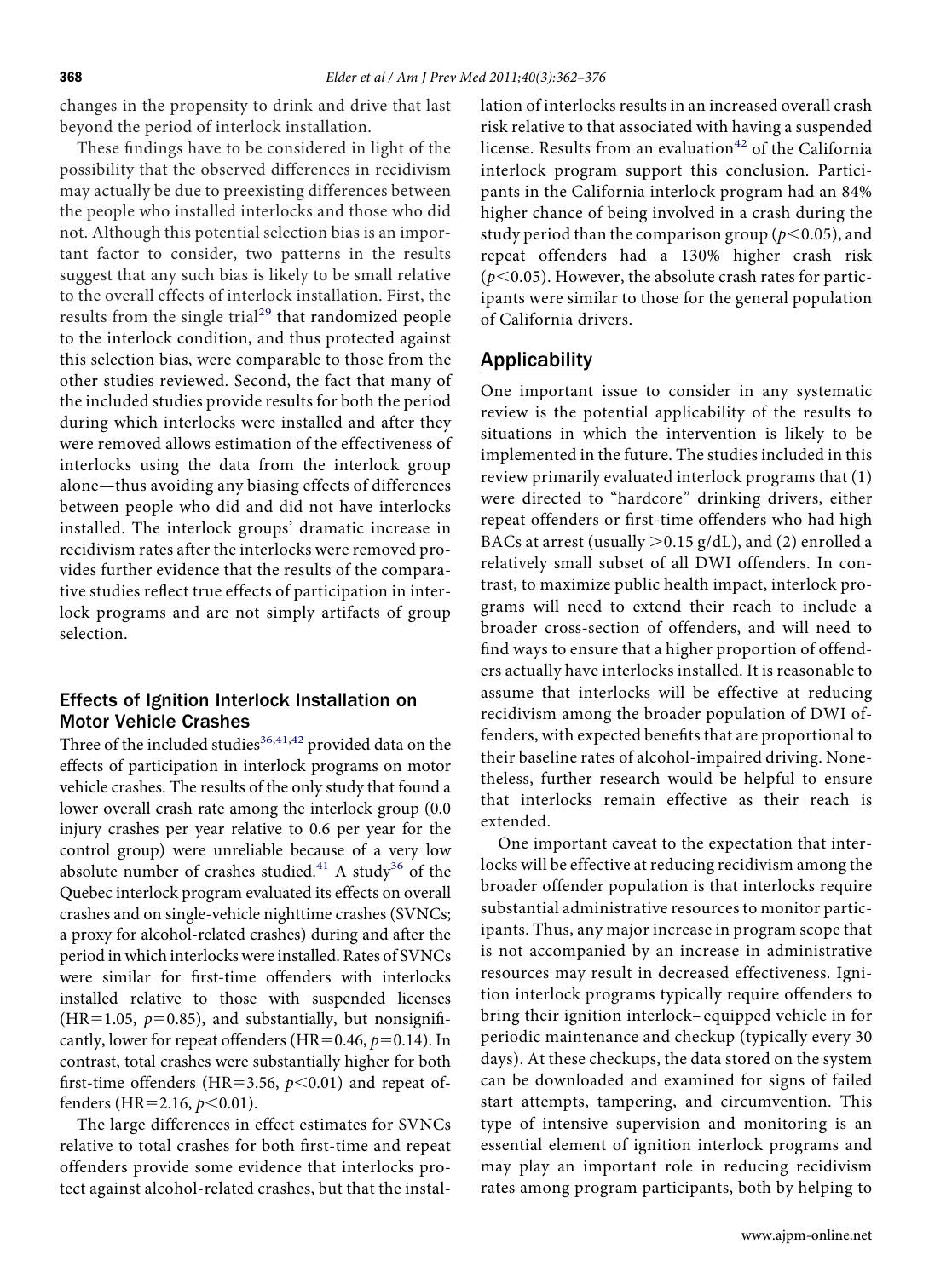changes in the propensity to drink and drive that last beyond the period of interlock installation.

These findings have to be considered in light of the possibility that the observed differences in recidivism may actually be due to preexisting differences between the people who installed interlocks and those who did not. Although this potential selection bias is an important factor to consider, two patterns in the results suggest that any such bias is likely to be small relative to the overall effects of interlock installation. First, the results from the single trial[29] that randomized people to the interlock condition, and thus protected against this selection bias, were comparable to those from the other studies reviewed. Second, the fact that many of the included studies provide results for both the period during which interlocks were installed and after they were removed allows estimation of the effectiveness of interlocks using the data from the interlock group alone—thus avoiding any biasing effects of differences between people who did and did not have interlocks installed. The interlock groups' dramatic increase in recidivism rates after the interlocks were removed provides further evidence that the results of the comparative studies reflect true effects of participation in interlock programs and are not simply artifacts of group selection.

### Effects of Ignition Interlock Installation on Motor Vehicle Crashes

Three of the included studies[36,41,42] provided data on the effects of participation in interlock programs on motor vehicle crashes. The results of the only study that found a lower overall crash rate among the interlock group (0.0 injury crashes per year relative to 0.6 per year for the control group) were unreliable because of a very low absolute number of crashes studied.[41] A study[36] of the Quebec interlock program evaluated its effects on overall crashes and on single-vehicle nighttime crashes (SVNCs; a proxy for alcohol-related crashes) during and after the period in which interlocks were installed. Rates of SVNCs were similar for first-time offenders with interlocks installed relative to those with suspended licenses (HR=1.05, $p$=0.85), and substantially, but nonsignificantly, lower for repeat offenders (HR=0.46, $p$=0.14). In contrast, total crashes were substantially higher for both first-time offenders (HR=3.56, $p<0.01$) and repeat offenders (HR=2.16, $p<0.01$).

The large differences in effect estimates for SVNCs relative to total crashes for both first-time and repeat offenders provide some evidence that interlocks protect against alcohol-related crashes, but that the installation of interlocks results in an increased overall crash risk relative to that associated with having a suspended license. Results from an evaluation[42] of the California interlock program support this conclusion. Participants in the California interlock program had an 84% higher chance of being involved in a crash during the study period than the comparison group ($p<0.05$), and repeat offenders had a 130% higher crash risk ($p<0.05$). However, the absolute crash rates for participants were similar to those for the general population of California drivers.

## Applicability

One important issue to consider in any systematic review is the potential applicability of the results to situations in which the intervention is likely to be implemented in the future. The studies included in this review primarily evaluated interlock programs that (1) were directed to "hardcore" drinking drivers, either repeat offenders or first-time offenders who had high BACs at arrest (usually >0.15 g/dL), and (2) enrolled a relatively small subset of all DWI offenders. In contrast, to maximize public health impact, interlock programs will need to extend their reach to include a broader cross-section of offenders, and will need to find ways to ensure that a higher proportion of offenders actually have interlocks installed. It is reasonable to assume that interlocks will be effective at reducing recidivism among the broader population of DWI offenders, with expected benefits that are proportional to their baseline rates of alcohol-impaired driving. Nonetheless, further research would be helpful to ensure that interlocks remain effective as their reach is extended.

One important caveat to the expectation that interlocks will be effective at reducing recidivism among the broader offender population is that interlocks require substantial administrative resources to monitor participants. Thus, any major increase in program scope that is not accompanied by an increase in administrative resources may result in decreased effectiveness. Ignition interlock programs typically require offenders to bring their ignition interlock–equipped vehicle in for periodic maintenance and checkup (typically every 30 days). At these checkups, the data stored on the system can be downloaded and examined for signs of failed start attempts, tampering, and circumvention. This type of intensive supervision and monitoring is an essential element of ignition interlock programs and may play an important role in reducing recidivism rates among program participants, both by helping to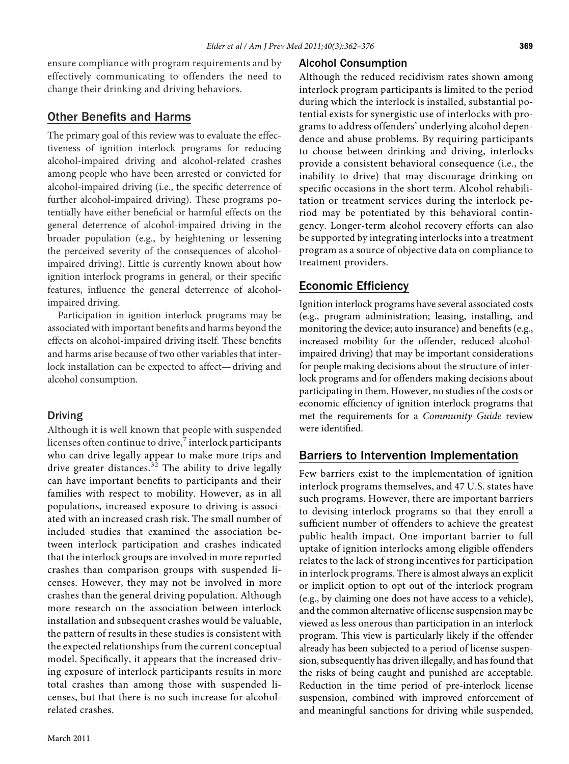ensure compliance with program requirements and by effectively communicating to offenders the need to change their drinking and driving behaviors.

## Other Benefits and Harms

The primary goal of this review was to evaluate the effectiveness of ignition interlock programs for reducing alcohol-impaired driving and alcohol-related crashes among people who have been arrested or convicted for alcohol-impaired driving (i.e., the specific deterrence of further alcohol-impaired driving). These programs potentially have either beneficial or harmful effects on the general deterrence of alcohol-impaired driving in the broader population (e.g., by heightening or lessening the perceived severity of the consequences of alcohol-impaired driving). Little is currently known about how ignition interlock programs in general, or their specific features, influence the general deterrence of alcohol-impaired driving.

Participation in ignition interlock programs may be associated with important benefits and harms beyond the effects on alcohol-impaired driving itself. These benefits and harms arise because of two other variables that interlock installation can be expected to affect—driving and alcohol consumption.

### Driving

Although it is well known that people with suspended licenses often continue to drive,[7] interlock participants who can drive legally appear to make more trips and drive greater distances.[32] The ability to drive legally can have important benefits to participants and their families with respect to mobility. However, as in all populations, increased exposure to driving is associated with an increased crash risk. The small number of included studies that examined the association between interlock participation and crashes indicated that the interlock groups are involved in more reported crashes than comparison groups with suspended licenses. However, they may not be involved in more crashes than the general driving population. Although more research on the association between interlock installation and subsequent crashes would be valuable, the pattern of results in these studies is consistent with the expected relationships from the current conceptual model. Specifically, it appears that the increased driving exposure of interlock participants results in more total crashes than among those with suspended licenses, but that there is no such increase for alcohol-related crashes.

### Alcohol Consumption

Although the reduced recidivism rates shown among interlock program participants is limited to the period during which the interlock is installed, substantial potential exists for synergistic use of interlocks with programs to address offenders' underlying alcohol dependence and abuse problems. By requiring participants to choose between drinking and driving, interlocks provide a consistent behavioral consequence (i.e., the inability to drive) that may discourage drinking on specific occasions in the short term. Alcohol rehabilitation or treatment services during the interlock period may be potentiated by this behavioral contingency. Longer-term alcohol recovery efforts can also be supported by integrating interlocks into a treatment program as a source of objective data on compliance to treatment providers.

## Economic Efficiency

Ignition interlock programs have several associated costs (e.g., program administration; leasing, installing, and monitoring the device; auto insurance) and benefits (e.g., increased mobility for the offender, reduced alcohol-impaired driving) that may be important considerations for people making decisions about the structure of interlock programs and for offenders making decisions about participating in them. However, no studies of the costs or economic efficiency of ignition interlock programs that met the requirements for a *Community Guide* review were identified.

## Barriers to Intervention Implementation

Few barriers exist to the implementation of ignition interlock programs themselves, and 47 U.S. states have such programs. However, there are important barriers to devising interlock programs so that they enroll a sufficient number of offenders to achieve the greatest public health impact. One important barrier to full uptake of ignition interlocks among eligible offenders relates to the lack of strong incentives for participation in interlock programs. There is almost always an explicit or implicit option to opt out of the interlock program (e.g., by claiming one does not have access to a vehicle), and the common alternative of license suspension may be viewed as less onerous than participation in an interlock program. This view is particularly likely if the offender already has been subjected to a period of license suspension, subsequently has driven illegally, and has found that the risks of being caught and punished are acceptable. Reduction in the time period of pre-interlock license suspension, combined with improved enforcement of and meaningful sanctions for driving while suspended,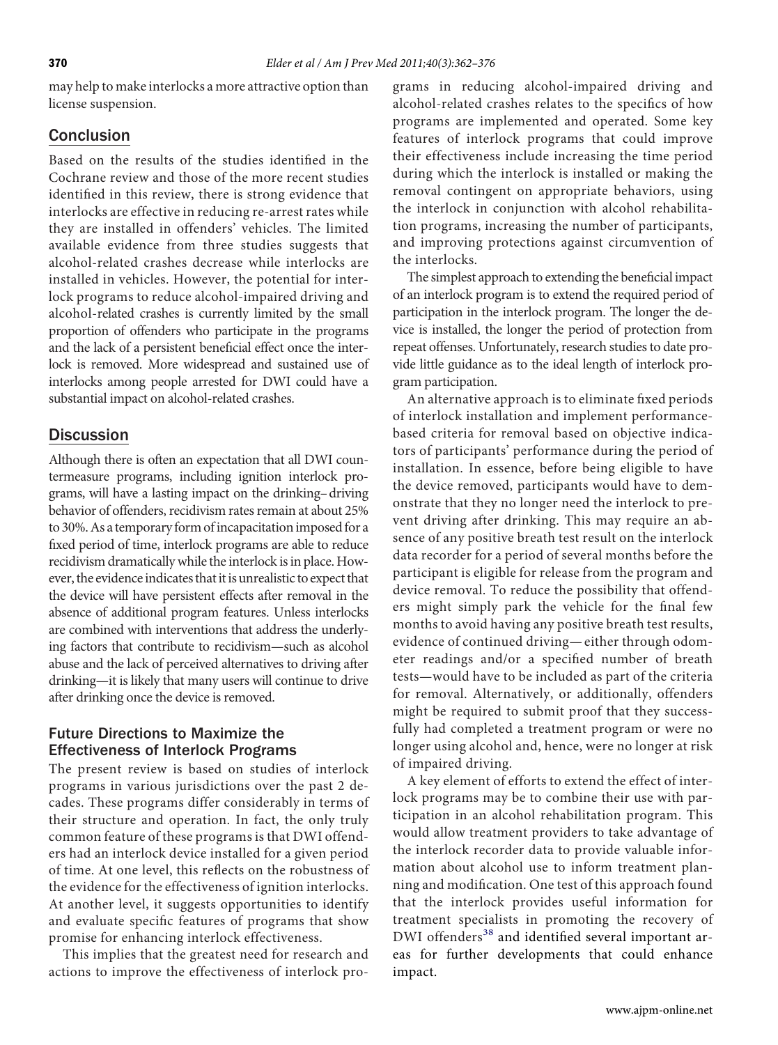may help to make interlocks a more attractive option than license suspension.

## Conclusion

Based on the results of the studies identified in the Cochrane review and those of the more recent studies identified in this review, there is strong evidence that interlocks are effective in reducing re-arrest rates while they are installed in offenders' vehicles. The limited available evidence from three studies suggests that alcohol-related crashes decrease while interlocks are installed in vehicles. However, the potential for interlock programs to reduce alcohol-impaired driving and alcohol-related crashes is currently limited by the small proportion of offenders who participate in the programs and the lack of a persistent beneficial effect once the interlock is removed. More widespread and sustained use of interlocks among people arrested for DWI could have a substantial impact on alcohol-related crashes.

## Discussion

Although there is often an expectation that all DWI countermeasure programs, including ignition interlock programs, will have a lasting impact on the drinking–driving behavior of offenders, recidivism rates remain at about 25% to 30%. As a temporary form of incapacitation imposed for a fixed period of time, interlock programs are able to reduce recidivism dramatically while the interlock is in place. However, the evidence indicates that it is unrealistic to expect that the device will have persistent effects after removal in the absence of additional program features. Unless interlocks are combined with interventions that address the underlying factors that contribute to recidivism—such as alcohol abuse and the lack of perceived alternatives to driving after drinking—it is likely that many users will continue to drive after drinking once the device is removed.

### Future Directions to Maximize the Effectiveness of Interlock Programs

The present review is based on studies of interlock programs in various jurisdictions over the past 2 decades. These programs differ considerably in terms of their structure and operation. In fact, the only truly common feature of these programs is that DWI offenders had an interlock device installed for a given period of time. At one level, this reflects on the robustness of the evidence for the effectiveness of ignition interlocks. At another level, it suggests opportunities to identify and evaluate specific features of programs that show promise for enhancing interlock effectiveness.

This implies that the greatest need for research and actions to improve the effectiveness of interlock programs in reducing alcohol-impaired driving and alcohol-related crashes relates to the specifics of how programs are implemented and operated. Some key features of interlock programs that could improve their effectiveness include increasing the time period during which the interlock is installed or making the removal contingent on appropriate behaviors, using the interlock in conjunction with alcohol rehabilitation programs, increasing the number of participants, and improving protections against circumvention of the interlocks.

The simplest approach to extending the beneficial impact of an interlock program is to extend the required period of participation in the interlock program. The longer the device is installed, the longer the period of protection from repeat offenses. Unfortunately, research studies to date provide little guidance as to the ideal length of interlock program participation.

An alternative approach is to eliminate fixed periods of interlock installation and implement performance-based criteria for removal based on objective indicators of participants' performance during the period of installation. In essence, before being eligible to have the device removed, participants would have to demonstrate that they no longer need the interlock to prevent driving after drinking. This may require an absence of any positive breath test result on the interlock data recorder for a period of several months before the participant is eligible for release from the program and device removal. To reduce the possibility that offenders might simply park the vehicle for the final few months to avoid having any positive breath test results, evidence of continued driving—either through odometer readings and/or a specified number of breath tests—would have to be included as part of the criteria for removal. Alternatively, or additionally, offenders might be required to submit proof that they successfully had completed a treatment program or were no longer using alcohol and, hence, were no longer at risk of impaired driving.

A key element of efforts to extend the effect of interlock programs may be to combine their use with participation in an alcohol rehabilitation program. This would allow treatment providers to take advantage of the interlock recorder data to provide valuable information about alcohol use to inform treatment planning and modification. One test of this approach found that the interlock provides useful information for treatment specialists in promoting the recovery of DWI offenders[38] and identified several important areas for further developments that could enhance impact.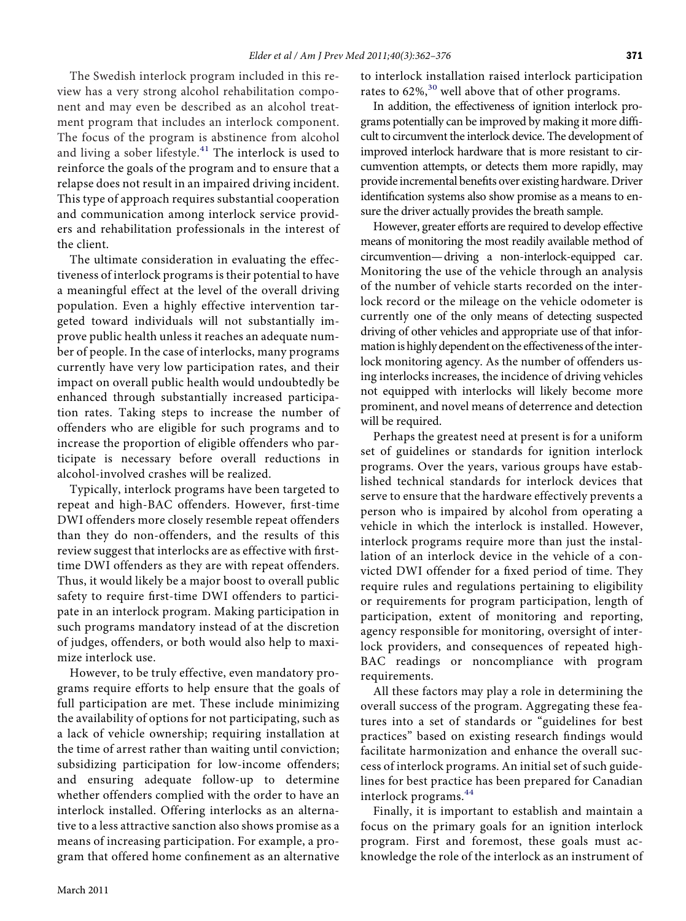The Swedish interlock program included in this review has a very strong alcohol rehabilitation component and may even be described as an alcohol treatment program that includes an interlock component. The focus of the program is abstinence from alcohol and living a sober lifestyle.[41] The interlock is used to reinforce the goals of the program and to ensure that a relapse does not result in an impaired driving incident. This type of approach requires substantial cooperation and communication among interlock service providers and rehabilitation professionals in the interest of the client.

The ultimate consideration in evaluating the effectiveness of interlock programs is their potential to have a meaningful effect at the level of the overall driving population. Even a highly effective intervention targeted toward individuals will not substantially improve public health unless it reaches an adequate number of people. In the case of interlocks, many programs currently have very low participation rates, and their impact on overall public health would undoubtedly be enhanced through substantially increased participation rates. Taking steps to increase the number of offenders who are eligible for such programs and to increase the proportion of eligible offenders who participate is necessary before overall reductions in alcohol-involved crashes will be realized.

Typically, interlock programs have been targeted to repeat and high-BAC offenders. However, first-time DWI offenders more closely resemble repeat offenders than they do non-offenders, and the results of this review suggest that interlocks are as effective with first-time DWI offenders as they are with repeat offenders. Thus, it would likely be a major boost to overall public safety to require first-time DWI offenders to participate in an interlock program. Making participation in such programs mandatory instead of at the discretion of judges, offenders, or both would also help to maximize interlock use.

However, to be truly effective, even mandatory programs require efforts to help ensure that the goals of full participation are met. These include minimizing the availability of options for not participating, such as a lack of vehicle ownership; requiring installation at the time of arrest rather than waiting until conviction; subsidizing participation for low-income offenders; and ensuring adequate follow-up to determine whether offenders complied with the order to have an interlock installed. Offering interlocks as an alternative to a less attractive sanction also shows promise as a means of increasing participation. For example, a program that offered home confinement as an alternative to interlock installation raised interlock participation rates to 62%,[30] well above that of other programs.

In addition, the effectiveness of ignition interlock programs potentially can be improved by making it more difficult to circumvent the interlock device. The development of improved interlock hardware that is more resistant to circumvention attempts, or detects them more rapidly, may provide incremental benefits over existing hardware. Driver identification systems also show promise as a means to ensure the driver actually provides the breath sample.

However, greater efforts are required to develop effective means of monitoring the most readily available method of circumvention—driving a non-interlock-equipped car. Monitoring the use of the vehicle through an analysis of the number of vehicle starts recorded on the interlock record or the mileage on the vehicle odometer is currently one of the only means of detecting suspected driving of other vehicles and appropriate use of that information is highly dependent on the effectiveness of the interlock monitoring agency. As the number of offenders using interlocks increases, the incidence of driving vehicles not equipped with interlocks will likely become more prominent, and novel means of deterrence and detection will be required.

Perhaps the greatest need at present is for a uniform set of guidelines or standards for ignition interlock programs. Over the years, various groups have established technical standards for interlock devices that serve to ensure that the hardware effectively prevents a person who is impaired by alcohol from operating a vehicle in which the interlock is installed. However, interlock programs require more than just the installation of an interlock device in the vehicle of a convicted DWI offender for a fixed period of time. They require rules and regulations pertaining to eligibility or requirements for program participation, length of participation, extent of monitoring and reporting, agency responsible for monitoring, oversight of interlock providers, and consequences of repeated high-BAC readings or noncompliance with program requirements.

All these factors may play a role in determining the overall success of the program. Aggregating these features into a set of standards or "guidelines for best practices" based on existing research findings would facilitate harmonization and enhance the overall success of interlock programs. An initial set of such guidelines for best practice has been prepared for Canadian interlock programs.[44]

Finally, it is important to establish and maintain a focus on the primary goals for an ignition interlock program. First and foremost, these goals must acknowledge the role of the interlock as an instrument of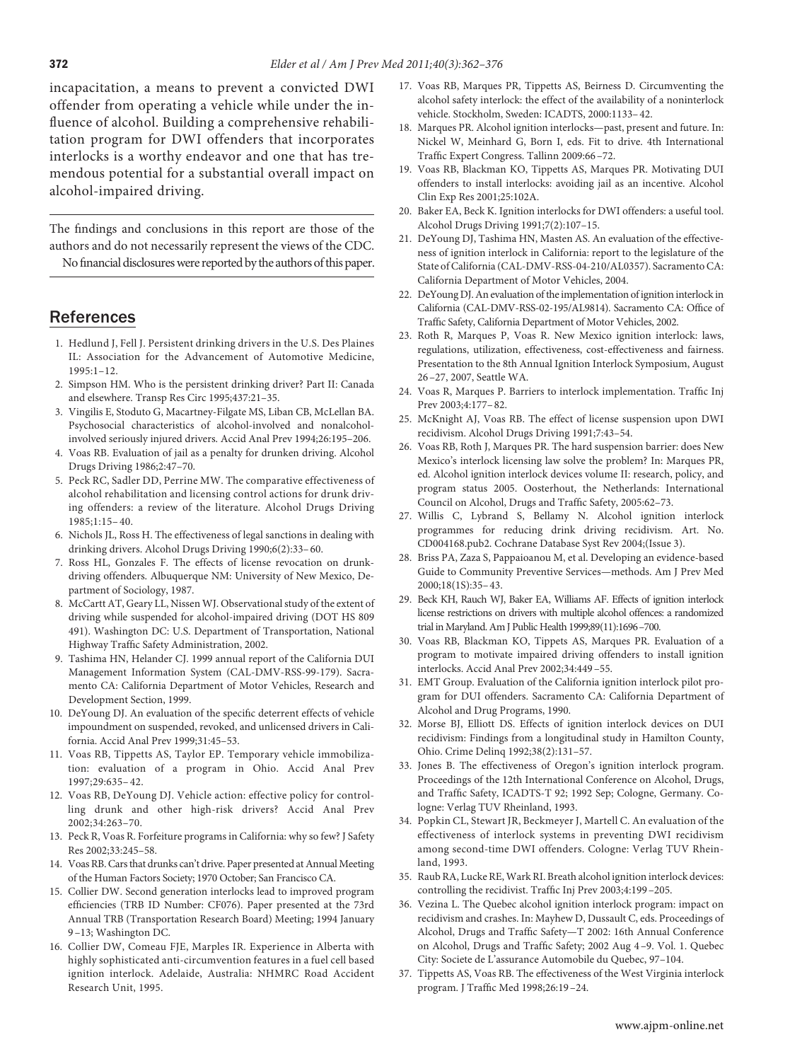incapacitation, a means to prevent a convicted DWI offender from operating a vehicle while under the influence of alcohol. Building a comprehensive rehabilitation program for DWI offenders that incorporates interlocks is a worthy endeavor and one that has tremendous potential for a substantial overall impact on alcohol-impaired driving.

The findings and conclusions in this report are those of the authors and do not necessarily represent the views of the CDC.

No financial disclosures were reported by the authors of this paper.

## References

1. Hedlund J, Fell J. Persistent drinking drivers in the U.S. Des Plaines IL: Association for the Advancement of Automotive Medicine, 1995:1–12.
2. Simpson HM. Who is the persistent drinking driver? Part II: Canada and elsewhere. Transp Res Circ 1995;437:21–35.
3. Vingilis E, Stoduto G, Macartney-Filgate MS, Liban CB, McLellan BA. Psychosocial characteristics of alcohol-involved and nonalcohol-involved seriously injured drivers. Accid Anal Prev 1994;26:195–206.
4. Voas RB. Evaluation of jail as a penalty for drunken driving. Alcohol Drugs Driving 1986;2:47–70.
5. Peck RC, Sadler DD, Perrine MW. The comparative effectiveness of alcohol rehabilitation and licensing control actions for drunk driving offenders: a review of the literature. Alcohol Drugs Driving 1985;1:15–40.
6. Nichols JL, Ross H. The effectiveness of legal sanctions in dealing with drinking drivers. Alcohol Drugs Driving 1990;6(2):33–60.
7. Ross HL, Gonzales F. The effects of license revocation on drunk-driving offenders. Albuquerque NM: University of New Mexico, Department of Sociology, 1987.
8. McCartt AT, Geary LL, Nissen WJ. Observational study of the extent of driving while suspended for alcohol-impaired driving (DOT HS 809 491). Washington DC: U.S. Department of Transportation, National Highway Traffic Safety Administration, 2002.
9. Tashima HN, Helander CJ. 1999 annual report of the California DUI Management Information System (CAL-DMV-RSS-99-179). Sacramento CA: California Department of Motor Vehicles, Research and Development Section, 1999.
10. DeYoung DJ. An evaluation of the specific deterrent effects of vehicle impoundment on suspended, revoked, and unlicensed drivers in California. Accid Anal Prev 1999;31:45–53.
11. Voas RB, Tippetts AS, Taylor EP. Temporary vehicle immobilization: evaluation of a program in Ohio. Accid Anal Prev 1997;29:635–42.
12. Voas RB, DeYoung DJ. Vehicle action: effective policy for controlling drunk and other high-risk drivers? Accid Anal Prev 2002;34:263–70.
13. Peck R, Voas R. Forfeiture programs in California: why so few? J Safety Res 2002;33:245–58.
14. Voas RB. Cars that drunks can't drive. Paper presented at Annual Meeting of the Human Factors Society; 1970 October; San Francisco CA.
15. Collier DW. Second generation interlocks lead to improved program efficiencies (TRB ID Number: CF076). Paper presented at the 73rd Annual TRB (Transportation Research Board) Meeting; 1994 January 9–13; Washington DC.
16. Collier DW, Comeau FJE, Marples IR. Experience in Alberta with highly sophisticated anti-circumvention features in a fuel cell based ignition interlock. Adelaide, Australia: NHMRC Road Accident Research Unit, 1995.
17. Voas RB, Marques PR, Tippetts AS, Beirness D. Circumventing the alcohol safety interlock: the effect of the availability of a noninterlock vehicle. Stockholm, Sweden: ICADTS, 2000:1133–42.
18. Marques PR. Alcohol ignition interlocks—past, present and future. In: Nickel W, Meinhard G, Born I, eds. Fit to drive. 4th International Traffic Expert Congress. Tallinn 2009:66–72.
19. Voas RB, Blackman KO, Tippetts AS, Marques PR. Motivating DUI offenders to install interlocks: avoiding jail as an incentive. Alcohol Clin Exp Res 2001;25:102A.
20. Baker EA, Beck K. Ignition interlocks for DWI offenders: a useful tool. Alcohol Drugs Driving 1991;7(2):107–15.
21. DeYoung DJ, Tashima HN, Masten AS. An evaluation of the effectiveness of ignition interlock in California: report to the legislature of the State of California (CAL-DMV-RSS-04-210/AL0357). Sacramento CA: California Department of Motor Vehicles, 2004.
22. DeYoung DJ. An evaluation of the implementation of ignition interlock in California (CAL-DMV-RSS-02-195/AL9814). Sacramento CA: Office of Traffic Safety, California Department of Motor Vehicles, 2002.
23. Roth R, Marques P, Voas R. New Mexico ignition interlock: laws, regulations, utilization, effectiveness, cost-effectiveness and fairness. Presentation to the 8th Annual Ignition Interlock Symposium, August 26–27, 2007, Seattle WA.
24. Voas R, Marques P. Barriers to interlock implementation. Traffic Inj Prev 2003;4:177–82.
25. McKnight AJ, Voas RB. The effect of license suspension upon DWI recidivism. Alcohol Drugs Driving 1991;7:43–54.
26. Voas RB, Roth J, Marques PR. The hard suspension barrier: does New Mexico's interlock licensing law solve the problem? In: Marques PR, ed. Alcohol ignition interlock devices volume II: research, policy, and program status 2005. Oosterhout, the Netherlands: International Council on Alcohol, Drugs and Traffic Safety, 2005:62–73.
27. Willis C, Lybrand S, Bellamy N. Alcohol ignition interlock programmes for reducing drink driving recidivism. Art. No. CD004168.pub2. Cochrane Database Syst Rev 2004;(Issue 3).
28. Briss PA, Zaza S, Pappaioanou M, et al. Developing an evidence-based Guide to Community Preventive Services—methods. Am J Prev Med 2000;18(1S):35–43.
29. Beck KH, Rauch WJ, Baker EA, Williams AF. Effects of ignition interlock license restrictions on drivers with multiple alcohol offences: a randomized trial in Maryland. Am J Public Health 1999;89(11):1696–700.
30. Voas RB, Blackman KO, Tippets AS, Marques PR. Evaluation of a program to motivate impaired driving offenders to install ignition interlocks. Accid Anal Prev 2002;34:449–55.
31. EMT Group. Evaluation of the California ignition interlock pilot program for DUI offenders. Sacramento CA: California Department of Alcohol and Drug Programs, 1990.
32. Morse BJ, Elliott DS. Effects of ignition interlock devices on DUI recidivism: Findings from a longitudinal study in Hamilton County, Ohio. Crime Delinq 1992;38(2):131–57.
33. Jones B. The effectiveness of Oregon's ignition interlock program. Proceedings of the 12th International Conference on Alcohol, Drugs, and Traffic Safety, ICADTS-T 92; 1992 Sep; Cologne, Germany. Cologne: Verlag TUV Rheinland, 1993.
34. Popkin CL, Stewart JR, Beckmeyer J, Martell C. An evaluation of the effectiveness of interlock systems in preventing DWI recidivism among second-time DWI offenders. Cologne: Verlag TUV Rheinland, 1993.
35. Raub RA, Lucke RE, Wark RI. Breath alcohol ignition interlock devices: controlling the recidivist. Traffic Inj Prev 2003;4:199–205.
36. Vezina L. The Quebec alcohol ignition interlock program: impact on recidivism and crashes. In: Mayhew D, Dussault C, eds. Proceedings of Alcohol, Drugs and Traffic Safety—T 2002: 16th Annual Conference on Alcohol, Drugs and Traffic Safety; 2002 Aug 4–9. Vol. 1. Quebec City: Societe de L'assurance Automobile du Quebec, 97–104.
37. Tippetts AS, Voas RB. The effectiveness of the West Virginia interlock program. J Traffic Med 1998;26:19–24.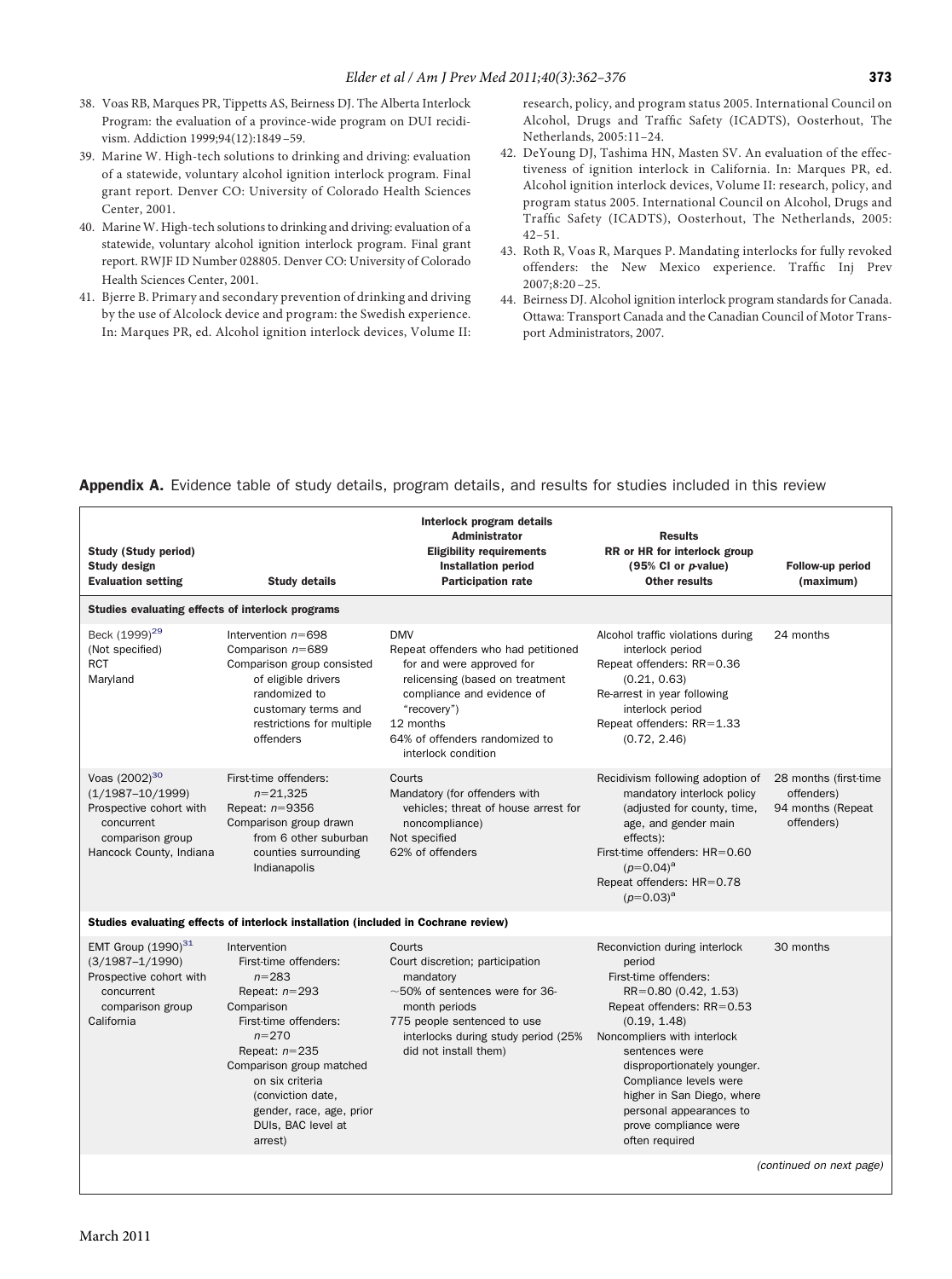38. Voas RB, Marques PR, Tippetts AS, Beirness DJ. The Alberta Interlock Program: the evaluation of a province-wide program on DUI recidivism. Addiction 1999;94(12):1849–59.
39. Marine W. High-tech solutions to drinking and driving: evaluation of a statewide, voluntary alcohol ignition interlock program. Final grant report. Denver CO: University of Colorado Health Sciences Center, 2001.
40. Marine W. High-tech solutions to drinking and driving: evaluation of a statewide, voluntary alcohol ignition interlock program. Final grant report. RWJF ID Number 028805. Denver CO: University of Colorado Health Sciences Center, 2001.
41. Bjerre B. Primary and secondary prevention of drinking and driving by the use of Alcolock device and program: the Swedish experience. In: Marques PR, ed. Alcohol ignition interlock devices, Volume II: research, policy, and program status 2005. International Council on Alcohol, Drugs and Traffic Safety (ICADTS), Oosterhout, The Netherlands, 2005:11–24.
42. DeYoung DJ, Tashima HN, Masten SV. An evaluation of the effectiveness of ignition interlock in California. In: Marques PR, ed. Alcohol ignition interlock devices, Volume II: research, policy, and program status 2005. International Council on Alcohol, Drugs and Traffic Safety (ICADTS), Oosterhout, The Netherlands, 2005: 42–51.
43. Roth R, Voas R, Marques P. Mandating interlocks for fully revoked offenders: the New Mexico experience. Traffic Inj Prev 2007;8:20–25.
44. Beirness DJ. Alcohol ignition interlock program standards for Canada. Ottawa: Transport Canada and the Canadian Council of Motor Transport Administrators, 2007.

**Appendix A.** Evidence table of study details, program details, and results for studies included in this review

| Study (Study period)<br>Study design<br>Evaluation setting | Study details | Interlock program details<br>Administrator<br>Eligibility requirements<br>Installation period<br>Participation rate | Results<br>RR or HR for interlock group<br>(95% CI or *p*-value)<br>Other results | Follow-up period (maximum) |
|---|---|---|---|---|
| **Studies evaluating effects of interlock programs** | | | | |
| Beck (1999)[29]<br>(Not specified)<br>RCT<br>Maryland | Intervention $n=698$<br>Comparison $n=689$<br>Comparison group consisted of eligible drivers randomized to customary terms and restrictions for multiple offenders | DMV<br>Repeat offenders who had petitioned for and were approved for relicensing (based on treatment compliance and evidence of "recovery")<br>12 months<br>64% of offenders randomized to interlock condition | Alcohol traffic violations during interlock period<br>Repeat offenders: RR=0.36 (0.21, 0.63)<br>Re-arrest in year following interlock period<br>Repeat offenders: RR=1.33 (0.72, 2.46) | 24 months |
| Voas (2002)[30]<br>(1/1987–10/1999)<br>Prospective cohort with concurrent comparison group<br>Hancock County, Indiana | First-time offenders: $n=21,325$<br>Repeat: $n=9356$<br>Comparison group drawn from 6 other suburban counties surrounding Indianapolis | Courts<br>Mandatory (for offenders with vehicles; threat of house arrest for noncompliance)<br>Not specified<br>62% of offenders | Recidivism following adoption of mandatory interlock policy (adjusted for county, time, age, and gender main effects):<br>First-time offenders: HR=0.60 ($p=0.04$)[a]<br>Repeat offenders: HR=0.78 ($p=0.03$)[a] | 28 months (first-time offenders)<br>94 months (Repeat offenders) |
| **Studies evaluating effects of interlock installation (included in Cochrane review)** | | | | |
| EMT Group (1990)[31]<br>(3/1987–1/1990)<br>Prospective cohort with concurrent comparison group<br>California | Intervention<br>First-time offenders: $n=283$<br>Repeat: $n=293$<br>Comparison<br>First-time offenders: $n=270$<br>Repeat: $n=235$<br>Comparison group matched on six criteria (conviction date, gender, race, age, prior DUIs, BAC level at arrest) | Courts<br>Court discretion; participation mandatory<br>~50% of sentences were for 36-month periods<br>775 people sentenced to use interlocks during study period (25% did not install them) | Reconviction during interlock period<br>First-time offenders: RR=0.80 (0.42, 1.53)<br>Repeat offenders: RR=0.53 (0.19, 1.48)<br>Noncompliers with interlock sentences were disproportionately younger. Compliance levels were higher in San Diego, where personal appearances to prove compliance were often required | 30 months |

*(continued on next page)*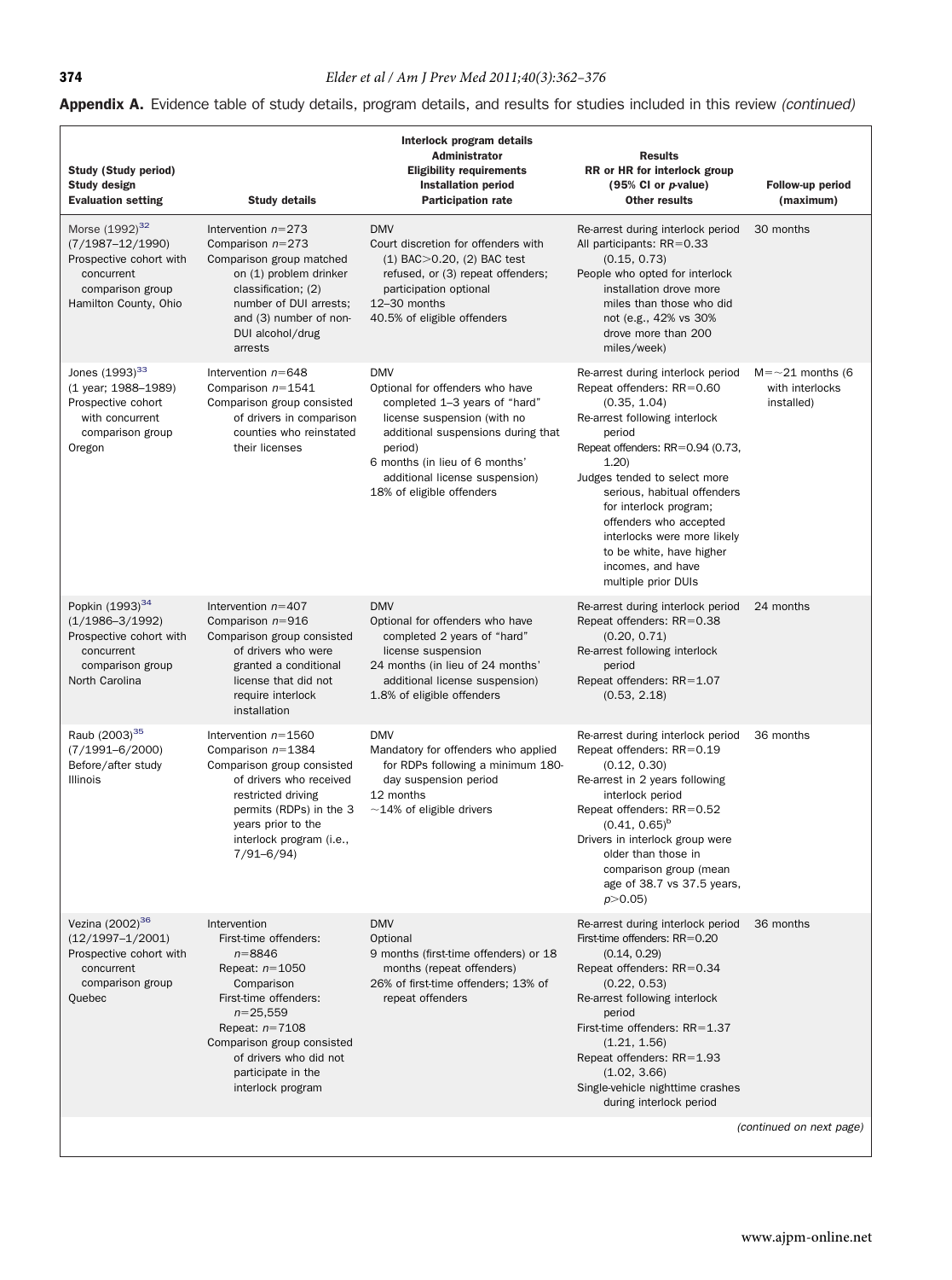**Appendix A.** Evidence table of study details, program details, and results for studies included in this review *(continued)*

| Study (Study period)<br>Study design<br>Evaluation setting | Study details | Interlock program details<br>Administrator<br>Eligibility requirements<br>Installation period<br>Participation rate | Results<br>RR or HR for interlock group<br>(95% CI or *p*-value)<br>Other results | Follow-up period (maximum) |
|---|---|---|---|---|
| Morse (1992)[32]<br>(7/1987–12/1990)<br>Prospective cohort with concurrent comparison group<br>Hamilton County, Ohio | Intervention *n*=273<br>Comparison *n*=273<br>Comparison group matched on (1) problem drinker classification; (2) number of DUI arrests; and (3) number of non-DUI alcohol/drug arrests | DMV<br>Court discretion for offenders with (1) BAC>0.20, (2) BAC test refused, or (3) repeat offenders; participation optional<br>12–30 months<br>40.5% of eligible offenders | Re-arrest during interlock period<br>All participants: RR=0.33 (0.15, 0.73)<br>People who opted for interlock installation drove more miles than those who did not (e.g., 42% vs 30% drove more than 200 miles/week) | 30 months |
| Jones (1993)[33]<br>(1 year; 1988–1989)<br>Prospective cohort with concurrent comparison group<br>Oregon | Intervention *n*=648<br>Comparison *n*=1541<br>Comparison group consisted of drivers in comparison counties who reinstated their licenses | DMV<br>Optional for offenders who have completed 1–3 years of "hard" license suspension (with no additional suspensions during that period)<br>6 months (in lieu of 6 months' additional license suspension)<br>18% of eligible offenders | Re-arrest during interlock period<br>Repeat offenders: RR=0.60 (0.35, 1.04)<br>Re-arrest following interlock period<br>Repeat offenders: RR=0.94 (0.73, 1.20)<br>Judges tended to select more serious, habitual offenders for interlock program; offenders who accepted interlocks were more likely to be white, have higher incomes, and have multiple prior DUIs | M=~21 months (6 with interlocks installed) |
| Popkin (1993)[34]<br>(1/1986–3/1992)<br>Prospective cohort with concurrent comparison group<br>North Carolina | Intervention *n*=407<br>Comparison *n*=916<br>Comparison group consisted of drivers who were granted a conditional license that did not require interlock installation | DMV<br>Optional for offenders who have completed 2 years of "hard" license suspension<br>24 months (in lieu of 24 months' additional license suspension)<br>1.8% of eligible offenders | Re-arrest during interlock period<br>Repeat offenders: RR=0.38 (0.20, 0.71)<br>Re-arrest following interlock period<br>Repeat offenders: RR=1.07 (0.53, 2.18) | 24 months |
| Raub (2003)[35]<br>(7/1991–6/2000)<br>Before/after study<br>Illinois | Intervention *n*=1560<br>Comparison *n*=1384<br>Comparison group consisted of drivers who received restricted driving permits (RDPs) in the 3 years prior to the interlock program (i.e., 7/91–6/94) | DMV<br>Mandatory for offenders who applied for RDPs following a minimum 180-day suspension period<br>12 months<br>~14% of eligible drivers | Re-arrest during interlock period<br>Repeat offenders: RR=0.19 (0.12, 0.30)<br>Re-arrest in 2 years following interlock period<br>Repeat offenders: RR=0.52 (0.41, 0.65)[b]<br>Drivers in interlock group were older than those in comparison group (mean age of 38.7 vs 37.5 years, $p>0.05$) | 36 months |
| Vezina (2002)[36]<br>(12/1997–1/2001)<br>Prospective cohort with concurrent comparison group<br>Quebec | Intervention<br>First-time offenders: *n*=8846<br>Repeat: *n*=1050<br>Comparison<br>First-time offenders: *n*=25,559<br>Repeat: *n*=7108<br>Comparison group consisted of drivers who did not participate in the interlock program | DMV<br>Optional<br>9 months (first-time offenders) or 18 months (repeat offenders)<br>26% of first-time offenders; 13% of repeat offenders | Re-arrest during interlock period<br>First-time offenders: RR=0.20 (0.14, 0.29)<br>Repeat offenders: RR=0.34 (0.22, 0.53)<br>Re-arrest following interlock period<br>First-time offenders: RR=1.37 (1.21, 1.56)<br>Repeat offenders: RR=1.93 (1.02, 3.66)<br>Single-vehicle nighttime crashes during interlock period | 36 months |

*(continued on next page)*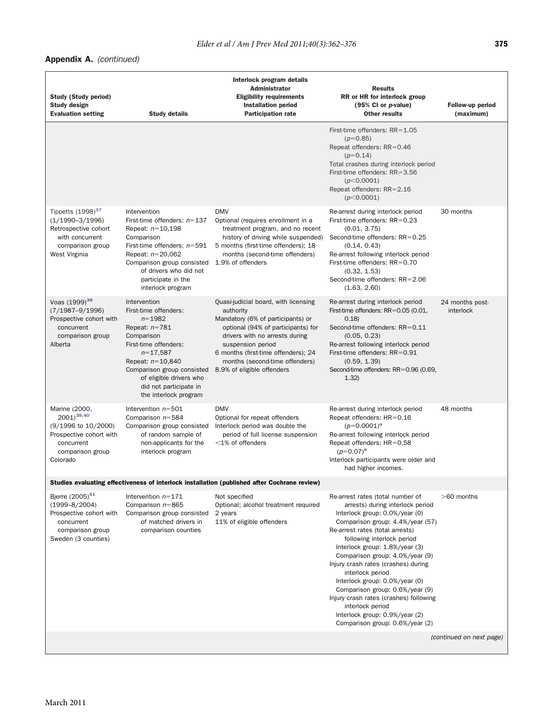**Appendix A.** *(continued)*

| Study (Study period) Study design Evaluation setting | Study details | Interlock program details Administrator Eligibility requirements Installation period Participation rate | Results RR or HR for interlock group (95% CI or *p*-value) Other results | Follow-up period (maximum) |
|---|---|---|---|---|
| | | | First-time offenders: RR=1.05 ($p$=0.85)<br>Repeat offenders: RR=0.46 ($p$=0.14)<br>Total crashes during interlock period<br>First-time offenders: RR=3.56 ($p$<0.0001)<br>Repeat offenders: RR=2.16 ($p$<0.0001) | |
| Tippetts (1998)[37]<br>(1/1990–3/1996)<br>Retrospective cohort with concurrent comparison group<br>West Virginia | Intervention<br>First-time offenders: $n$=137<br>Repeat: $n$=10,198<br>Comparison<br>First-time offenders: $n$=591<br>Repeat: $n$=20,062<br>Comparison group consisted of drivers who did not participate in the interlock program | DMV<br>Optional (requires enrollment in a treatment program, and no recent history of driving while suspended)<br>5 months (first-time offenders); 18 months (second-time offenders)<br>1.9% of offenders | Re-arrest during interlock period<br>First-time offenders: RR=0.23 (0.01, 3.75)<br>Second-time offenders: RR=0.25 (0.14, 0.43)<br>Re-arrest following interlock period<br>First-time offenders: RR=0.70 (0.32, 1.53)<br>Second-time offenders: RR=2.06 (1.63, 2.60) | 30 months |
| Voas (1999)[38]<br>(7/1987–9/1996)<br>Prospective cohort with concurrent comparison group<br>Alberta | Intervention<br>First-time offenders: $n$=1982<br>Repeat: $n$=781<br>Comparison<br>First-time offenders: $n$=17,587<br>Repeat: $n$=10,840<br>Comparison group consisted of eligible drivers who did not participate in the interlock program | Quasi-judicial board, with licensing authority<br>Mandatory (6% of participants) or optional (94% of participants) for drivers with no arrests during suspension period<br>6 months (first-time offenders); 24 months (second-time offenders)<br>8.9% of eligible offenders | Re-arrest during interlock period<br>First-time offenders: RR=0.05 (0.01, 0.18)<br>Second-time offenders: RR=0.11 (0.05, 0.23)<br>Re-arrest following interlock period<br>First-time offenders: RR=0.91 (0.59, 1.39)<br>Second-time offenders: RR=0.96 (0.69, 1.32) | 24 months post-interlock |
| Marine (2000, 2001)[39,40]<br>(9/1996 to 10/2000)<br>Prospective cohort with concurrent comparison group<br>Colorado | Intervention $n$=501<br>Comparison $n$=584<br>Comparison group consisted of random sample of non-applicants for the interlock program | DMV<br>Optional for repeat offenders<br>Interlock period was double the period of full license suspension<br><1% of offenders | Re-arrest during interlock period<br>Repeat offenders: HR=0.16 ($p$=0.0001)[a]<br>Re-arrest following interlock period<br>Repeat offenders: HR=0.58 ($p$=0.07)[a]<br>Interlock participants were older and had higher incomes. | 48 months |
| **Studies evaluating effectiveness of interlock installation (published after Cochrane review)** | | | | |
| Bjerre (2005)[41]<br>(1999–8/2004)<br>Prospective cohort with concurrent comparison group<br>Sweden (3 counties) | Intervention $n$=171<br>Comparison $n$=865<br>Comparison group consisted of matched drivers in comparison counties | Not specified<br>Optional; alcohol treatment required<br>2 years<br>11% of eligible offenders | Re-arrest rates (total number of arrests) during interlock period<br>Interlock group: 0.0%/year (0)<br>Comparison group: 4.4%/year (57)<br>Re-arrest rates (total arrests) following interlock period<br>Interlock group: 1.8%/year (3)<br>Comparison group: 4.0%/year (9)<br>Injury crash rates (crashes) during interlock period<br>Interlock group: 0.0%/year (0)<br>Comparison group: 0.6%/year (9)<br>Injury crash rates (crashes) following interlock period<br>Interlock group: 0.9%/year (2)<br>Comparison group: 0.6%/year (2) | >60 months |

*(continued on next page)*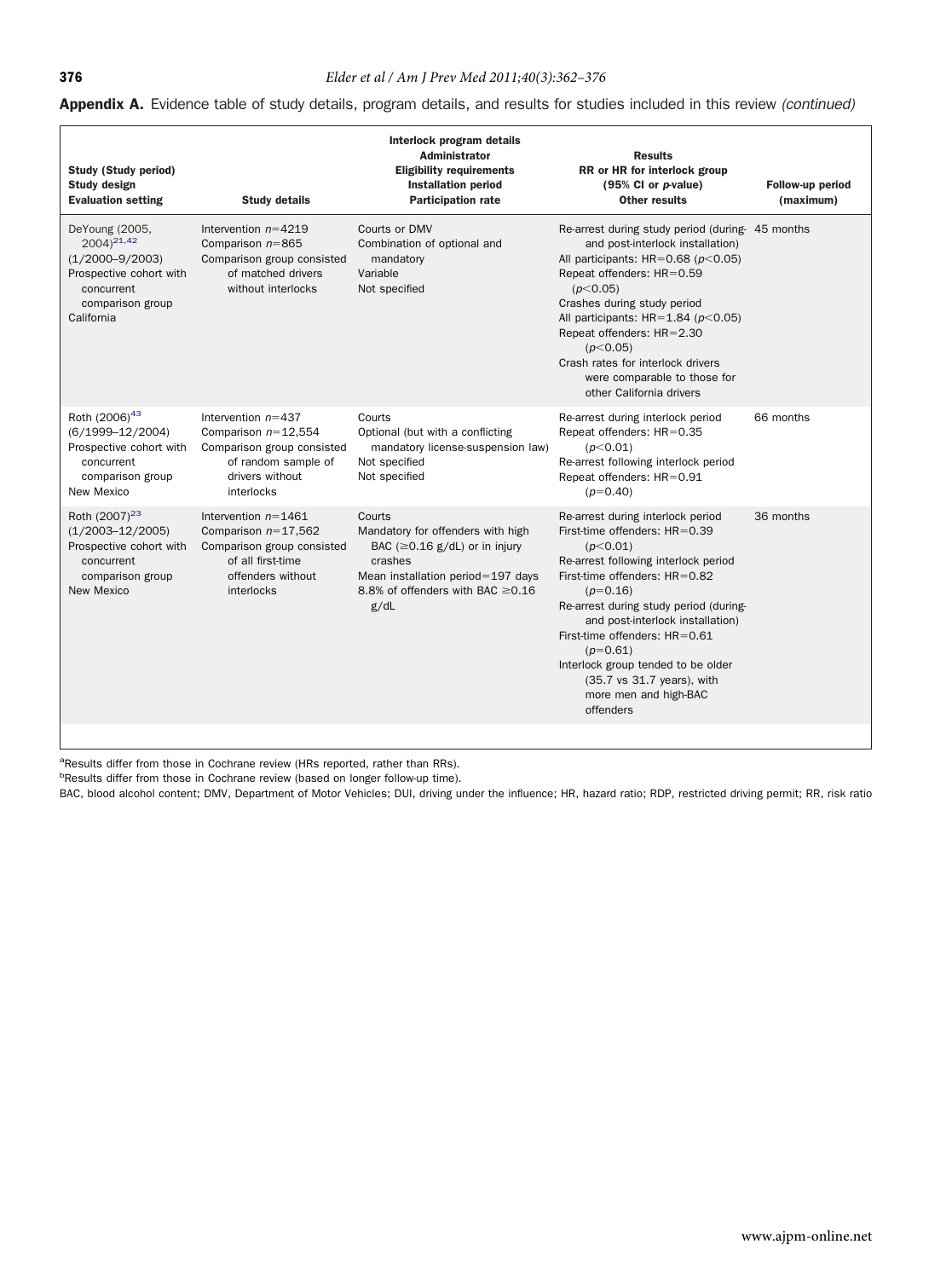**Appendix A.** Evidence table of study details, program details, and results for studies included in this review *(continued)*

| Study (Study period)<br>Study design<br>Evaluation setting | Study details | Interlock program details<br>Administrator<br>Eligibility requirements<br>Installation period<br>Participation rate | Results<br>RR or HR for interlock group<br>(95% CI or *p*-value)<br>Other results | Follow-up period (maximum) |
|---|---|---|---|---|
| DeYoung (2005, 2004)[21,42]<br>(1/2000–9/2003)<br>Prospective cohort with concurrent comparison group<br>California | Intervention $n$=4219<br>Comparison $n$=865<br>Comparison group consisted of matched drivers without interlocks | Courts or DMV<br>Combination of optional and mandatory<br>Variable<br>Not specified | Re-arrest during study period (during- and post-interlock installation)<br>All participants: HR=0.68 ($p$<0.05)<br>Repeat offenders: HR=0.59 ($p$<0.05)<br>Crashes during study period<br>All participants: HR=1.84 ($p$<0.05)<br>Repeat offenders: HR=2.30 ($p$<0.05)<br>Crash rates for interlock drivers were comparable to those for other California drivers | 45 months |
| Roth (2006)[43]<br>(6/1999–12/2004)<br>Prospective cohort with concurrent comparison group<br>New Mexico | Intervention $n$=437<br>Comparison $n$=12,554<br>Comparison group consisted of random sample of drivers without interlocks | Courts<br>Optional (but with a conflicting mandatory license-suspension law)<br>Not specified<br>Not specified | Re-arrest during interlock period<br>Repeat offenders: HR=0.35 ($p$<0.01)<br>Re-arrest following interlock period<br>Repeat offenders: HR=0.91 ($p$=0.40) | 66 months |
| Roth (2007)[23]<br>(1/2003–12/2005)<br>Prospective cohort with concurrent comparison group<br>New Mexico | Intervention $n$=1461<br>Comparison $n$=17,562<br>Comparison group consisted of all first-time offenders without interlocks | Courts<br>Mandatory for offenders with high BAC (≥0.16 g/dL) or in injury crashes<br>Mean installation period=197 days<br>8.8% of offenders with BAC ≥0.16 g/dL | Re-arrest during interlock period<br>First-time offenders: HR=0.39 ($p$<0.01)<br>Re-arrest following interlock period<br>First-time offenders: HR=0.82 ($p$=0.16)<br>Re-arrest during study period (during- and post-interlock installation)<br>First-time offenders: HR=0.61 ($p$=0.61)<br>Interlock group tended to be older (35.7 vs 31.7 years), with more men and high-BAC offenders | 36 months |

[a]Results differ from those in Cochrane review (HRs reported, rather than RRs).
[b]Results differ from those in Cochrane review (based on longer follow-up time).
BAC, blood alcohol content; DMV, Department of Motor Vehicles; DUI, driving under the influence; HR, hazard ratio; RDP, restricted driving permit; RR, risk ratio